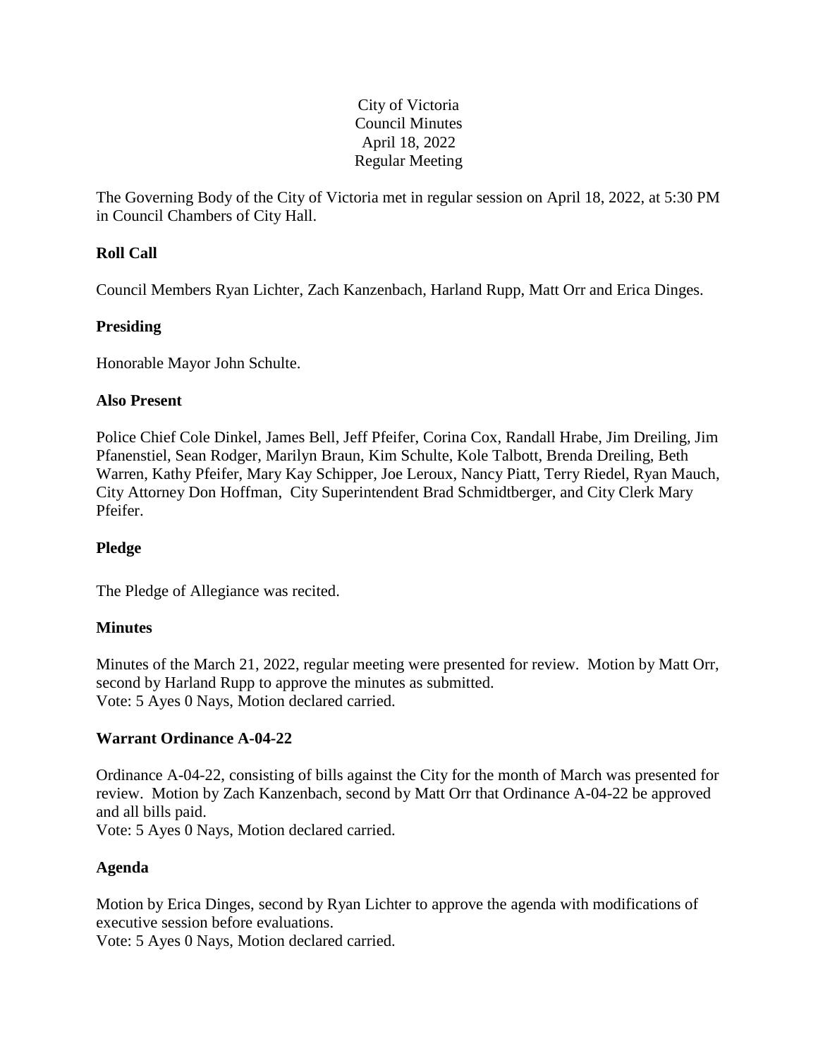City of Victoria
Council Minutes
April 18, 2022
Regular Meeting

The Governing Body of the City of Victoria met in regular session on April 18, 2022, at 5:30 PM in Council Chambers of City Hall.

**Roll Call**

Council Members Ryan Lichter, Zach Kanzenbach, Harland Rupp, Matt Orr and Erica Dinges.

**Presiding**

Honorable Mayor John Schulte.

**Also Present**

Police Chief Cole Dinkel, James Bell, Jeff Pfeifer, Corina Cox, Randall Hrabe, Jim Dreiling, Jim Pfanenstiel, Sean Rodger, Marilyn Braun, Kim Schulte, Kole Talbott, Brenda Dreiling, Beth Warren, Kathy Pfeifer, Mary Kay Schipper, Joe Leroux, Nancy Piatt, Terry Riedel, Ryan Mauch, City Attorney Don Hoffman, City Superintendent Brad Schmidtberger, and City Clerk Mary Pfeifer.

**Pledge**

The Pledge of Allegiance was recited.

**Minutes**

Minutes of the March 21, 2022, regular meeting were presented for review. Motion by Matt Orr, second by Harland Rupp to approve the minutes as submitted.
Vote: 5 Ayes 0 Nays, Motion declared carried.

**Warrant Ordinance A-04-22**

Ordinance A-04-22, consisting of bills against the City for the month of March was presented for review. Motion by Zach Kanzenbach, second by Matt Orr that Ordinance A-04-22 be approved and all bills paid.
Vote: 5 Ayes 0 Nays, Motion declared carried.

**Agenda**

Motion by Erica Dinges, second by Ryan Lichter to approve the agenda with modifications of executive session before evaluations.
Vote: 5 Ayes 0 Nays, Motion declared carried.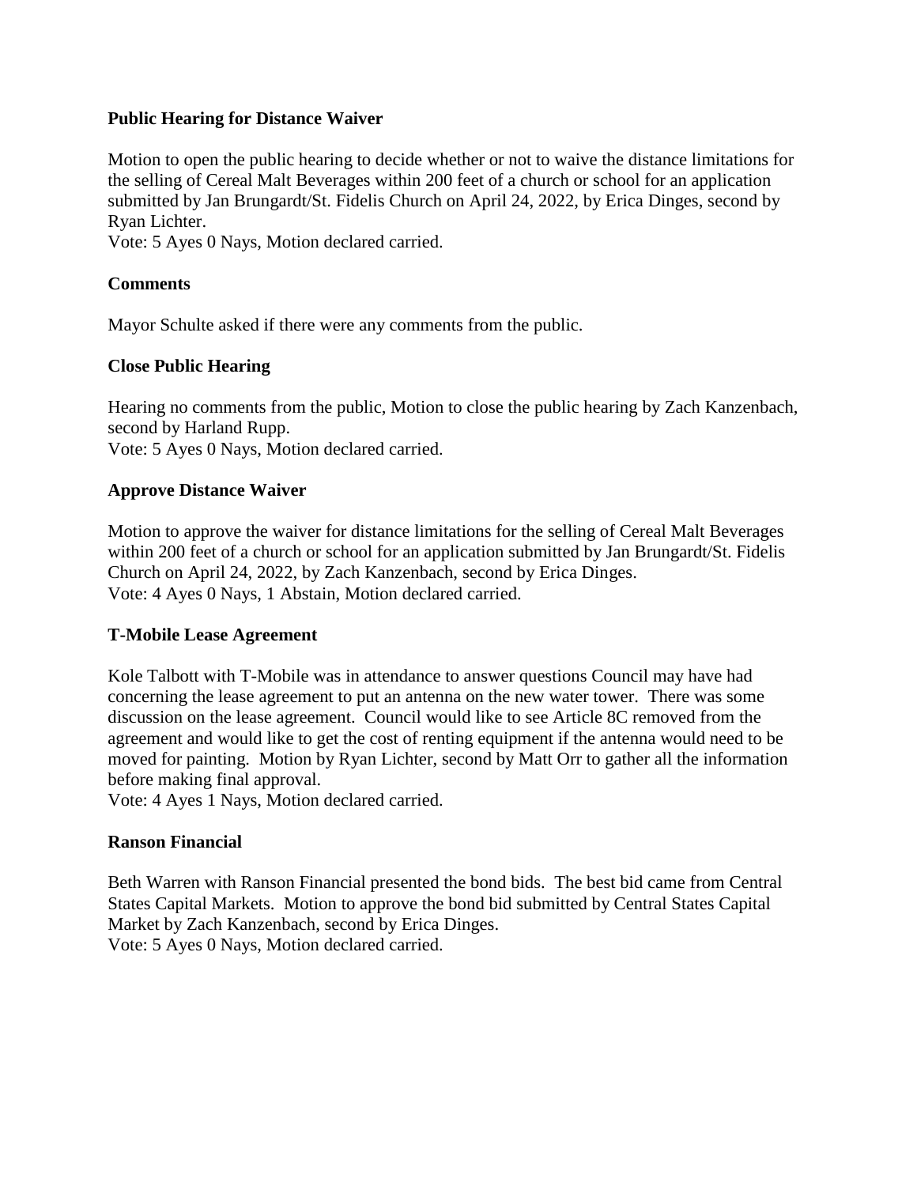**Public Hearing for Distance Waiver**

Motion to open the public hearing to decide whether or not to waive the distance limitations for the selling of Cereal Malt Beverages within 200 feet of a church or school for an application submitted by Jan Brungardt/St. Fidelis Church on April 24, 2022, by Erica Dinges, second by Ryan Lichter.
Vote: 5 Ayes 0 Nays, Motion declared carried.

**Comments**

Mayor Schulte asked if there were any comments from the public.

**Close Public Hearing**

Hearing no comments from the public, Motion to close the public hearing by Zach Kanzenbach, second by Harland Rupp.
Vote: 5 Ayes 0 Nays, Motion declared carried.

**Approve Distance Waiver**

Motion to approve the waiver for distance limitations for the selling of Cereal Malt Beverages within 200 feet of a church or school for an application submitted by Jan Brungardt/St. Fidelis Church on April 24, 2022, by Zach Kanzenbach, second by Erica Dinges.
Vote: 4 Ayes 0 Nays, 1 Abstain, Motion declared carried.

**T-Mobile Lease Agreement**

Kole Talbott with T-Mobile was in attendance to answer questions Council may have had concerning the lease agreement to put an antenna on the new water tower. There was some discussion on the lease agreement. Council would like to see Article 8C removed from the agreement and would like to get the cost of renting equipment if the antenna would need to be moved for painting. Motion by Ryan Lichter, second by Matt Orr to gather all the information before making final approval.
Vote: 4 Ayes 1 Nays, Motion declared carried.

**Ranson Financial**

Beth Warren with Ranson Financial presented the bond bids. The best bid came from Central States Capital Markets. Motion to approve the bond bid submitted by Central States Capital Market by Zach Kanzenbach, second by Erica Dinges.
Vote: 5 Ayes 0 Nays, Motion declared carried.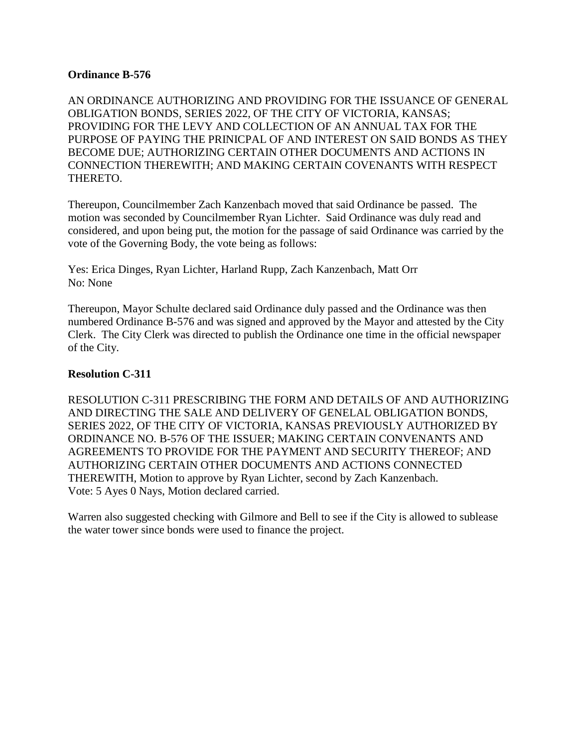**Ordinance B-576**

AN ORDINANCE AUTHORIZING AND PROVIDING FOR THE ISSUANCE OF GENERAL OBLIGATION BONDS, SERIES 2022, OF THE CITY OF VICTORIA, KANSAS; PROVIDING FOR THE LEVY AND COLLECTION OF AN ANNUAL TAX FOR THE PURPOSE OF PAYING THE PRINICPAL OF AND INTEREST ON SAID BONDS AS THEY BECOME DUE; AUTHORIZING CERTAIN OTHER DOCUMENTS AND ACTIONS IN CONNECTION THEREWITH; AND MAKING CERTAIN COVENANTS WITH RESPECT THERETO.

Thereupon, Councilmember Zach Kanzenbach moved that said Ordinance be passed. The motion was seconded by Councilmember Ryan Lichter. Said Ordinance was duly read and considered, and upon being put, the motion for the passage of said Ordinance was carried by the vote of the Governing Body, the vote being as follows:

Yes: Erica Dinges, Ryan Lichter, Harland Rupp, Zach Kanzenbach, Matt Orr
No: None

Thereupon, Mayor Schulte declared said Ordinance duly passed and the Ordinance was then numbered Ordinance B-576 and was signed and approved by the Mayor and attested by the City Clerk. The City Clerk was directed to publish the Ordinance one time in the official newspaper of the City.

**Resolution C-311**

RESOLUTION C-311 PRESCRIBING THE FORM AND DETAILS OF AND AUTHORIZING AND DIRECTING THE SALE AND DELIVERY OF GENELAL OBLIGATION BONDS, SERIES 2022, OF THE CITY OF VICTORIA, KANSAS PREVIOUSLY AUTHORIZED BY ORDINANCE NO. B-576 OF THE ISSUER; MAKING CERTAIN CONVENANTS AND AGREEMENTS TO PROVIDE FOR THE PAYMENT AND SECURITY THEREOF; AND AUTHORIZING CERTAIN OTHER DOCUMENTS AND ACTIONS CONNECTED THEREWITH, Motion to approve by Ryan Lichter, second by Zach Kanzenbach.
Vote: 5 Ayes 0 Nays, Motion declared carried.

Warren also suggested checking with Gilmore and Bell to see if the City is allowed to sublease the water tower since bonds were used to finance the project.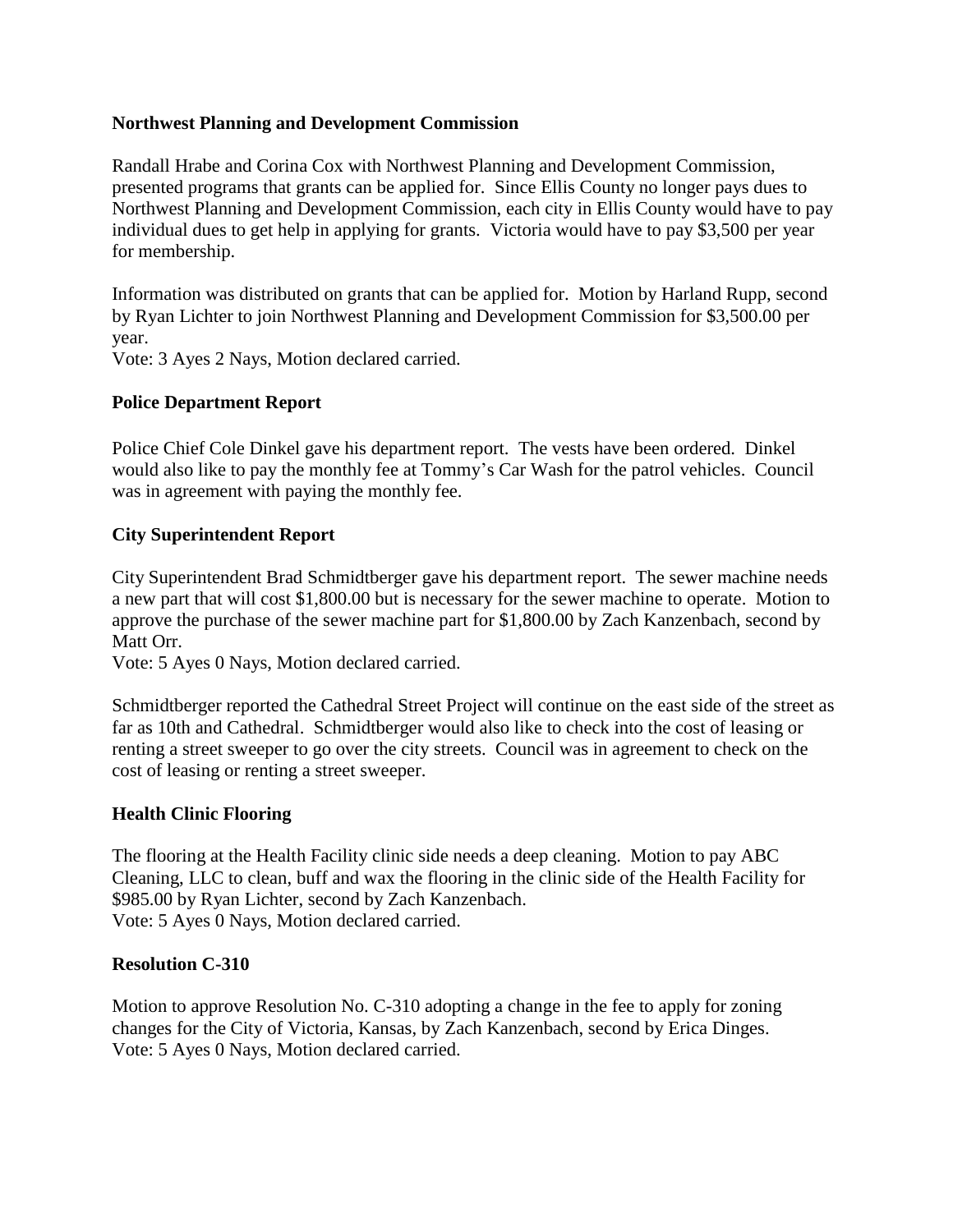**Northwest Planning and Development Commission**

Randall Hrabe and Corina Cox with Northwest Planning and Development Commission, presented programs that grants can be applied for. Since Ellis County no longer pays dues to Northwest Planning and Development Commission, each city in Ellis County would have to pay individual dues to get help in applying for grants. Victoria would have to pay $3,500 per year for membership.

Information was distributed on grants that can be applied for. Motion by Harland Rupp, second by Ryan Lichter to join Northwest Planning and Development Commission for $3,500.00 per year.
Vote: 3 Ayes 2 Nays, Motion declared carried.

**Police Department Report**

Police Chief Cole Dinkel gave his department report. The vests have been ordered. Dinkel would also like to pay the monthly fee at Tommy's Car Wash for the patrol vehicles. Council was in agreement with paying the monthly fee.

**City Superintendent Report**

City Superintendent Brad Schmidtberger gave his department report. The sewer machine needs a new part that will cost $1,800.00 but is necessary for the sewer machine to operate. Motion to approve the purchase of the sewer machine part for $1,800.00 by Zach Kanzenbach, second by Matt Orr.
Vote: 5 Ayes 0 Nays, Motion declared carried.

Schmidtberger reported the Cathedral Street Project will continue on the east side of the street as far as 10th and Cathedral. Schmidtberger would also like to check into the cost of leasing or renting a street sweeper to go over the city streets. Council was in agreement to check on the cost of leasing or renting a street sweeper.

**Health Clinic Flooring**

The flooring at the Health Facility clinic side needs a deep cleaning. Motion to pay ABC Cleaning, LLC to clean, buff and wax the flooring in the clinic side of the Health Facility for $985.00 by Ryan Lichter, second by Zach Kanzenbach.
Vote: 5 Ayes 0 Nays, Motion declared carried.

**Resolution C-310**

Motion to approve Resolution No. C-310 adopting a change in the fee to apply for zoning changes for the City of Victoria, Kansas, by Zach Kanzenbach, second by Erica Dinges.
Vote: 5 Ayes 0 Nays, Motion declared carried.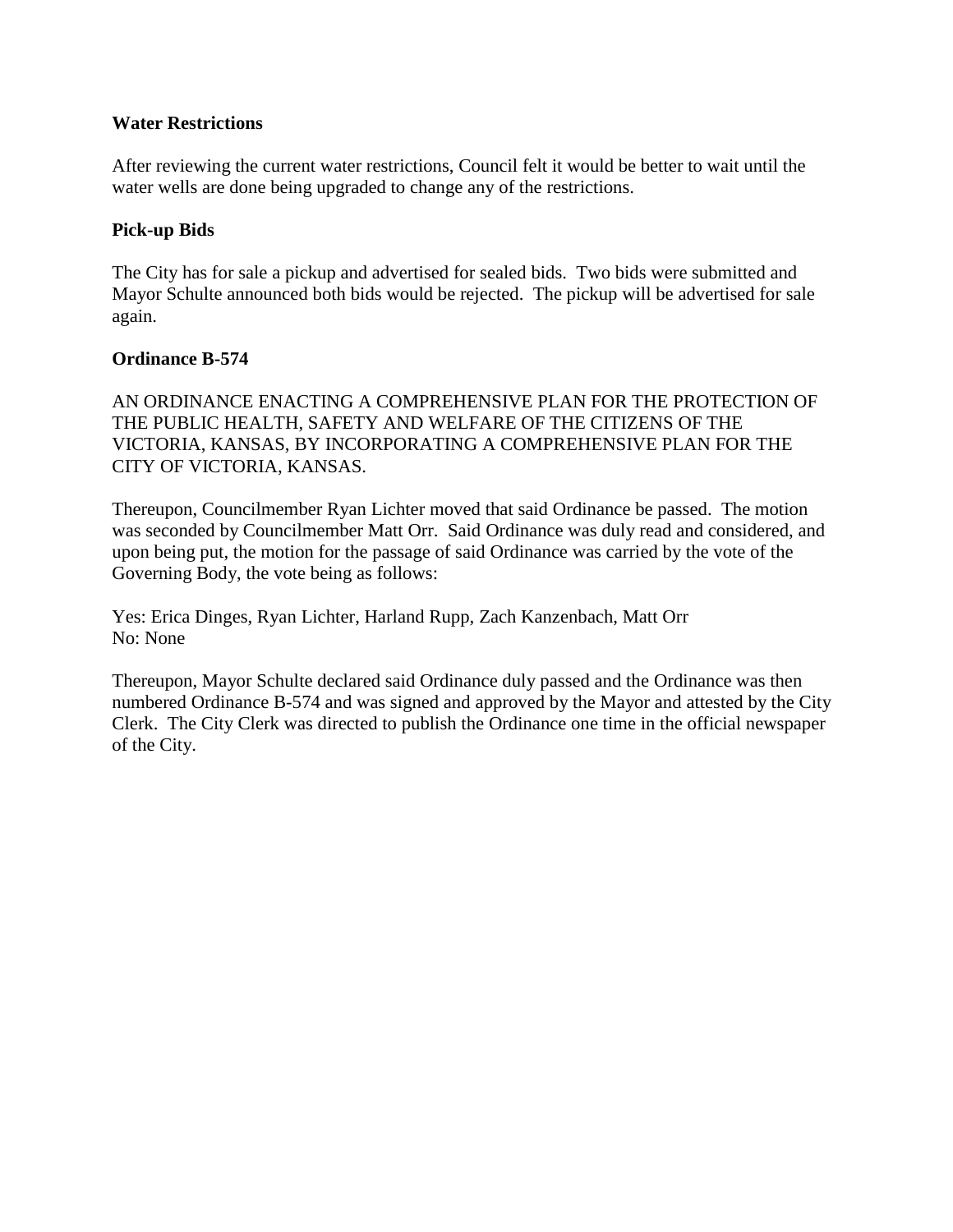**Water Restrictions**

After reviewing the current water restrictions, Council felt it would be better to wait until the water wells are done being upgraded to change any of the restrictions.

**Pick-up Bids**

The City has for sale a pickup and advertised for sealed bids. Two bids were submitted and Mayor Schulte announced both bids would be rejected. The pickup will be advertised for sale again.

**Ordinance B-574**

AN ORDINANCE ENACTING A COMPREHENSIVE PLAN FOR THE PROTECTION OF THE PUBLIC HEALTH, SAFETY AND WELFARE OF THE CITIZENS OF THE VICTORIA, KANSAS, BY INCORPORATING A COMPREHENSIVE PLAN FOR THE CITY OF VICTORIA, KANSAS.

Thereupon, Councilmember Ryan Lichter moved that said Ordinance be passed. The motion was seconded by Councilmember Matt Orr. Said Ordinance was duly read and considered, and upon being put, the motion for the passage of said Ordinance was carried by the vote of the Governing Body, the vote being as follows:

Yes: Erica Dinges, Ryan Lichter, Harland Rupp, Zach Kanzenbach, Matt Orr
No: None

Thereupon, Mayor Schulte declared said Ordinance duly passed and the Ordinance was then numbered Ordinance B-574 and was signed and approved by the Mayor and attested by the City Clerk. The City Clerk was directed to publish the Ordinance one time in the official newspaper of the City.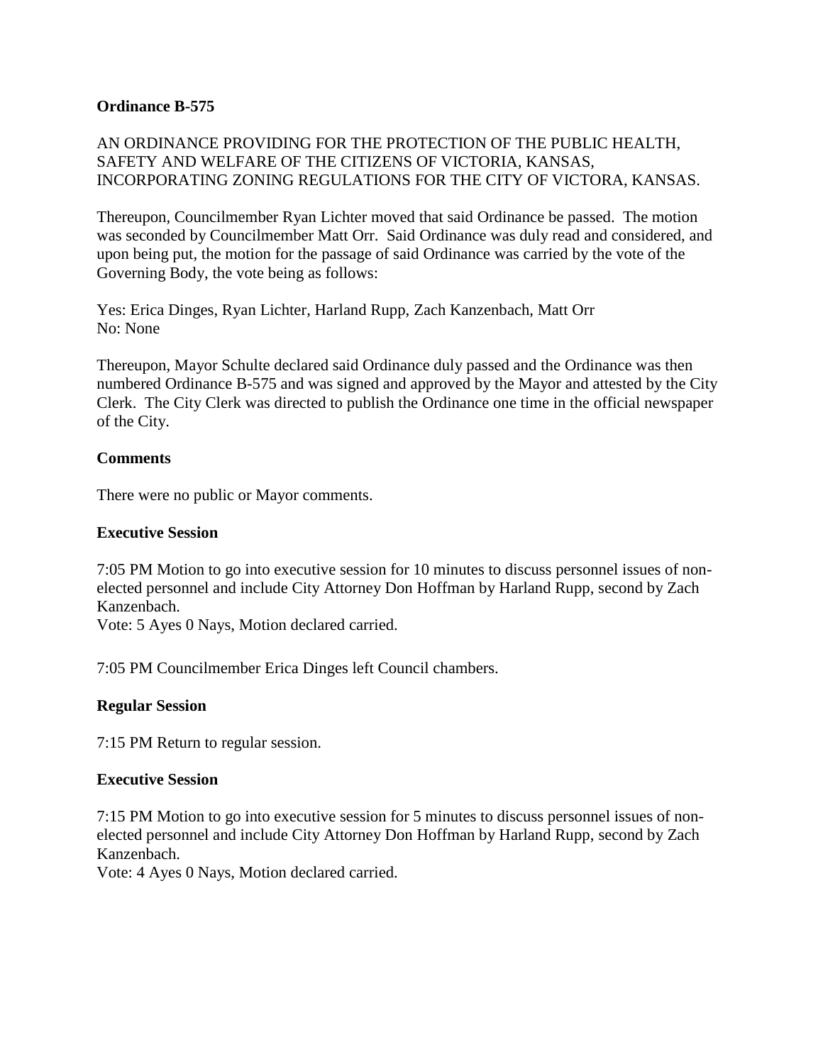**Ordinance B-575**

AN ORDINANCE PROVIDING FOR THE PROTECTION OF THE PUBLIC HEALTH, SAFETY AND WELFARE OF THE CITIZENS OF VICTORIA, KANSAS, INCORPORATING ZONING REGULATIONS FOR THE CITY OF VICTORA, KANSAS.

Thereupon, Councilmember Ryan Lichter moved that said Ordinance be passed. The motion was seconded by Councilmember Matt Orr. Said Ordinance was duly read and considered, and upon being put, the motion for the passage of said Ordinance was carried by the vote of the Governing Body, the vote being as follows:

Yes: Erica Dinges, Ryan Lichter, Harland Rupp, Zach Kanzenbach, Matt Orr
No: None

Thereupon, Mayor Schulte declared said Ordinance duly passed and the Ordinance was then numbered Ordinance B-575 and was signed and approved by the Mayor and attested by the City Clerk. The City Clerk was directed to publish the Ordinance one time in the official newspaper of the City.

**Comments**

There were no public or Mayor comments.

**Executive Session**

7:05 PM Motion to go into executive session for 10 minutes to discuss personnel issues of non-elected personnel and include City Attorney Don Hoffman by Harland Rupp, second by Zach Kanzenbach.
Vote: 5 Ayes 0 Nays, Motion declared carried.

7:05 PM Councilmember Erica Dinges left Council chambers.

**Regular Session**

7:15 PM Return to regular session.

**Executive Session**

7:15 PM Motion to go into executive session for 5 minutes to discuss personnel issues of non-elected personnel and include City Attorney Don Hoffman by Harland Rupp, second by Zach Kanzenbach.
Vote: 4 Ayes 0 Nays, Motion declared carried.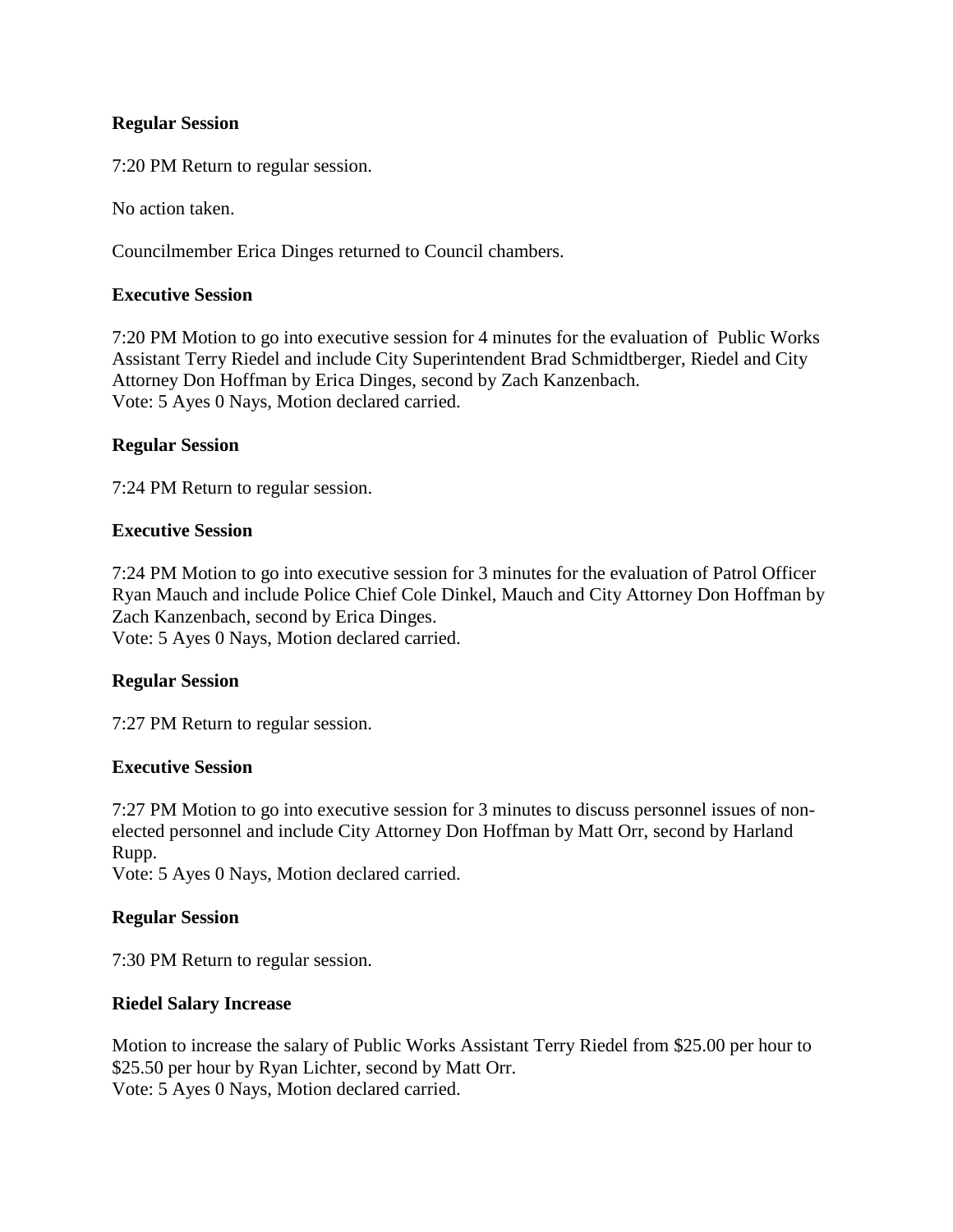**Regular Session**

7:20 PM Return to regular session.

No action taken.

Councilmember Erica Dinges returned to Council chambers.

**Executive Session**

7:20 PM Motion to go into executive session for 4 minutes for the evaluation of Public Works Assistant Terry Riedel and include City Superintendent Brad Schmidtberger, Riedel and City Attorney Don Hoffman by Erica Dinges, second by Zach Kanzenbach.
Vote: 5 Ayes 0 Nays, Motion declared carried.

**Regular Session**

7:24 PM Return to regular session.

**Executive Session**

7:24 PM Motion to go into executive session for 3 minutes for the evaluation of Patrol Officer Ryan Mauch and include Police Chief Cole Dinkel, Mauch and City Attorney Don Hoffman by Zach Kanzenbach, second by Erica Dinges.
Vote: 5 Ayes 0 Nays, Motion declared carried.

**Regular Session**

7:27 PM Return to regular session.

**Executive Session**

7:27 PM Motion to go into executive session for 3 minutes to discuss personnel issues of non-elected personnel and include City Attorney Don Hoffman by Matt Orr, second by Harland Rupp.
Vote: 5 Ayes 0 Nays, Motion declared carried.

**Regular Session**

7:30 PM Return to regular session.

**Riedel Salary Increase**

Motion to increase the salary of Public Works Assistant Terry Riedel from $25.00 per hour to $25.50 per hour by Ryan Lichter, second by Matt Orr.
Vote: 5 Ayes 0 Nays, Motion declared carried.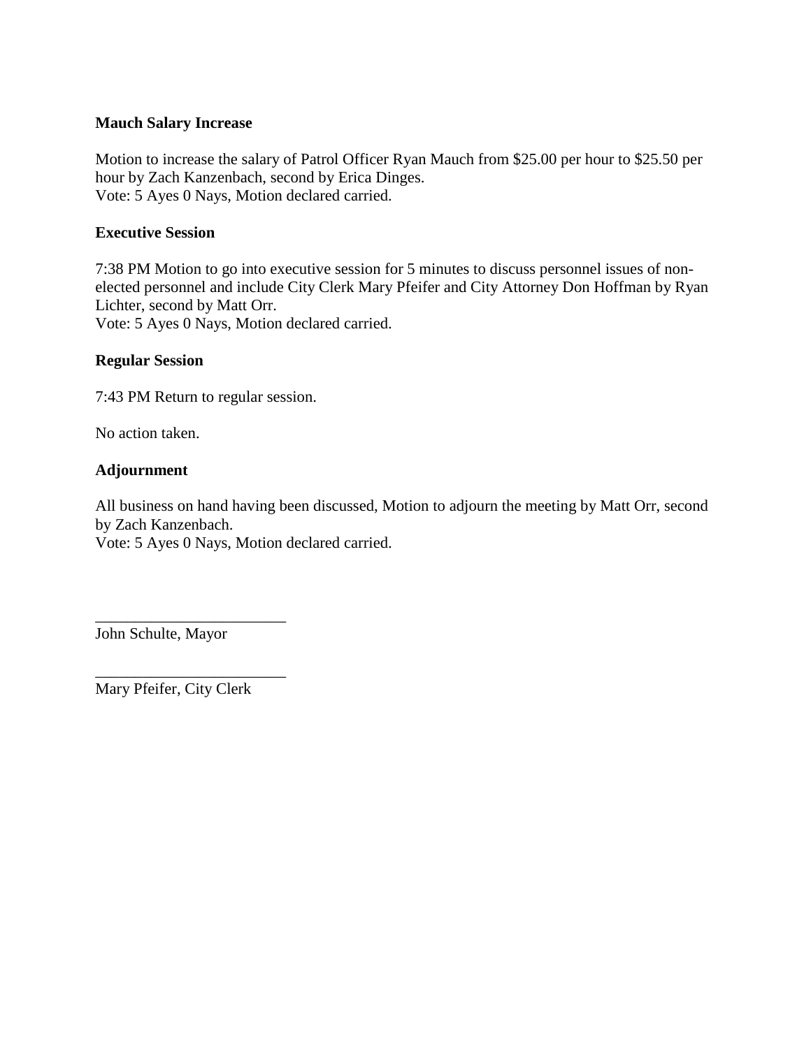**Mauch Salary Increase**

Motion to increase the salary of Patrol Officer Ryan Mauch from $25.00 per hour to $25.50 per hour by Zach Kanzenbach, second by Erica Dinges.
Vote: 5 Ayes 0 Nays, Motion declared carried.

**Executive Session**

7:38 PM Motion to go into executive session for 5 minutes to discuss personnel issues of non-elected personnel and include City Clerk Mary Pfeifer and City Attorney Don Hoffman by Ryan Lichter, second by Matt Orr.
Vote: 5 Ayes 0 Nays, Motion declared carried.

**Regular Session**

7:43 PM Return to regular session.

No action taken.

**Adjournment**

All business on hand having been discussed, Motion to adjourn the meeting by Matt Orr, second by Zach Kanzenbach.
Vote: 5 Ayes 0 Nays, Motion declared carried.

________________________
John Schulte, Mayor

________________________
Mary Pfeifer, City Clerk